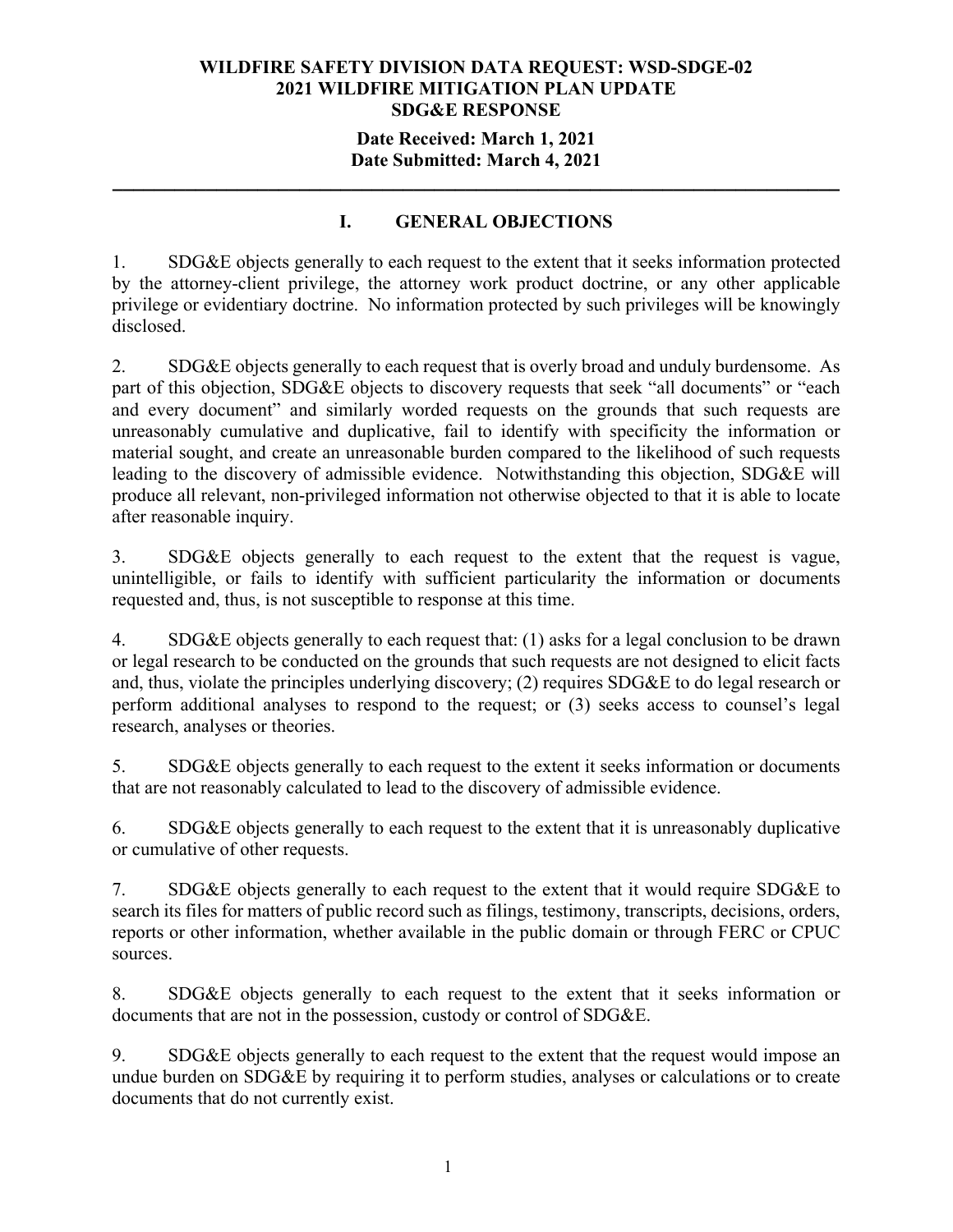**WILDFIRE SAFETY DIVISION DATA REQUEST: WSD-SDGE-02**
**2021 WILDFIRE MITIGATION PLAN UPDATE**
**SDG&E RESPONSE**

**Date Received: March 1, 2021**
**Date Submitted: March 4, 2021**

---

## I. GENERAL OBJECTIONS

1. SDG&E objects generally to each request to the extent that it seeks information protected by the attorney-client privilege, the attorney work product doctrine, or any other applicable privilege or evidentiary doctrine. No information protected by such privileges will be knowingly disclosed.

2. SDG&E objects generally to each request that is overly broad and unduly burdensome. As part of this objection, SDG&E objects to discovery requests that seek "all documents" or "each and every document" and similarly worded requests on the grounds that such requests are unreasonably cumulative and duplicative, fail to identify with specificity the information or material sought, and create an unreasonable burden compared to the likelihood of such requests leading to the discovery of admissible evidence. Notwithstanding this objection, SDG&E will produce all relevant, non-privileged information not otherwise objected to that it is able to locate after reasonable inquiry.

3. SDG&E objects generally to each request to the extent that the request is vague, unintelligible, or fails to identify with sufficient particularity the information or documents requested and, thus, is not susceptible to response at this time.

4. SDG&E objects generally to each request that: (1) asks for a legal conclusion to be drawn or legal research to be conducted on the grounds that such requests are not designed to elicit facts and, thus, violate the principles underlying discovery; (2) requires SDG&E to do legal research or perform additional analyses to respond to the request; or (3) seeks access to counsel's legal research, analyses or theories.

5. SDG&E objects generally to each request to the extent it seeks information or documents that are not reasonably calculated to lead to the discovery of admissible evidence.

6. SDG&E objects generally to each request to the extent that it is unreasonably duplicative or cumulative of other requests.

7. SDG&E objects generally to each request to the extent that it would require SDG&E to search its files for matters of public record such as filings, testimony, transcripts, decisions, orders, reports or other information, whether available in the public domain or through FERC or CPUC sources.

8. SDG&E objects generally to each request to the extent that it seeks information or documents that are not in the possession, custody or control of SDG&E.

9. SDG&E objects generally to each request to the extent that the request would impose an undue burden on SDG&E by requiring it to perform studies, analyses or calculations or to create documents that do not currently exist.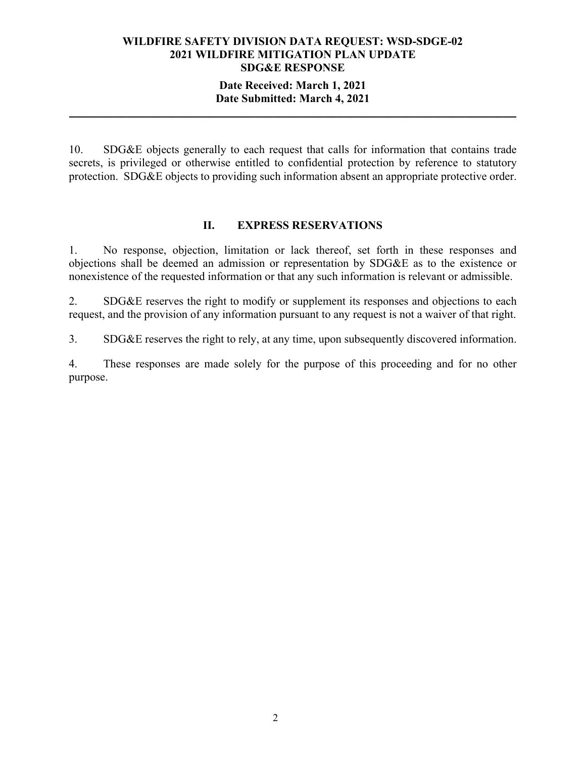10. SDG&E objects generally to each request that calls for information that contains trade secrets, is privileged or otherwise entitled to confidential protection by reference to statutory protection. SDG&E objects to providing such information absent an appropriate protective order.

## II. EXPRESS RESERVATIONS

1. No response, objection, limitation or lack thereof, set forth in these responses and objections shall be deemed an admission or representation by SDG&E as to the existence or nonexistence of the requested information or that any such information is relevant or admissible.

2. SDG&E reserves the right to modify or supplement its responses and objections to each request, and the provision of any information pursuant to any request is not a waiver of that right.

3. SDG&E reserves the right to rely, at any time, upon subsequently discovered information.

4. These responses are made solely for the purpose of this proceeding and for no other purpose.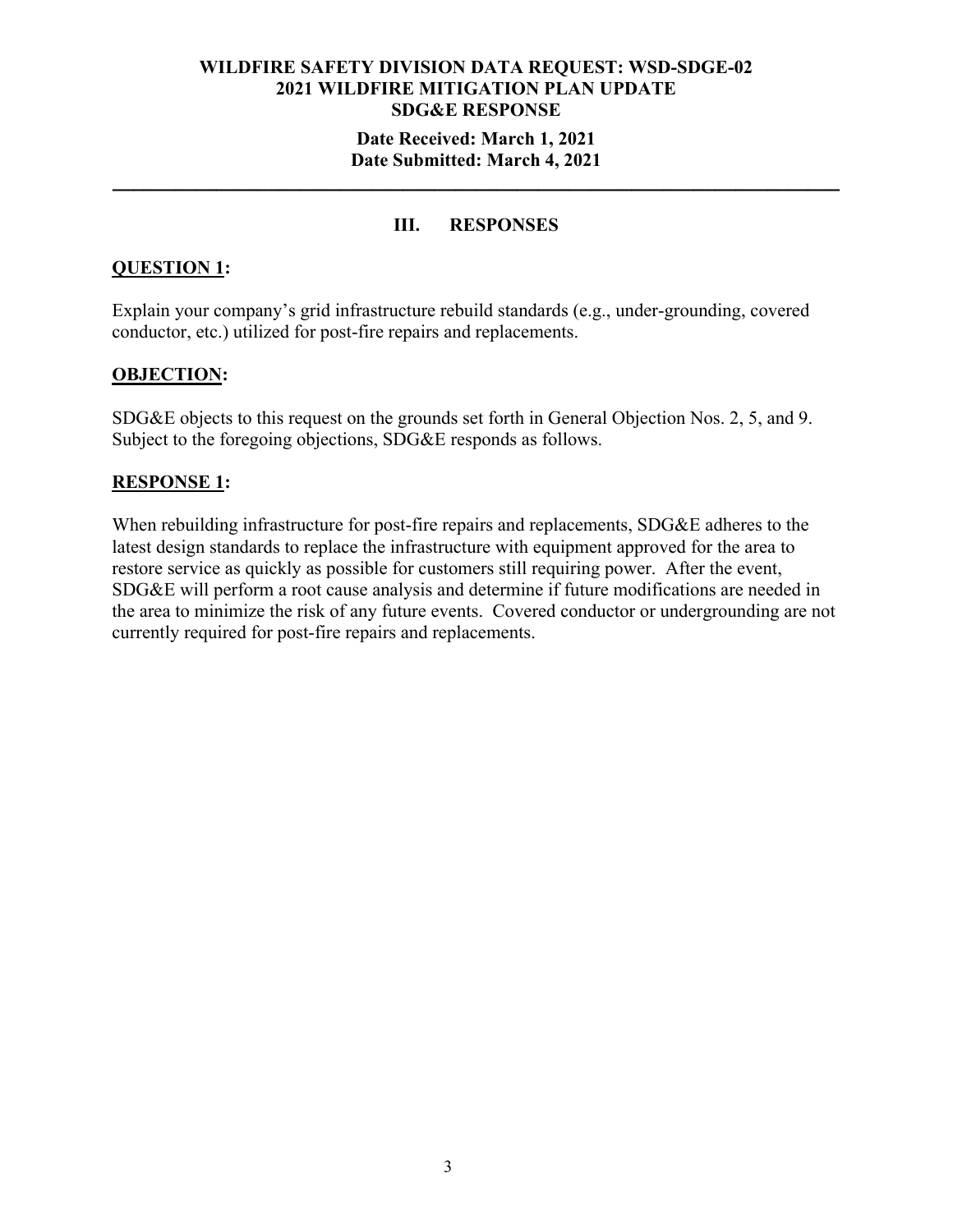## III. RESPONSES

**QUESTION 1:**

Explain your company's grid infrastructure rebuild standards (e.g., under-grounding, covered conductor, etc.) utilized for post-fire repairs and replacements.

**OBJECTION:**

SDG&E objects to this request on the grounds set forth in General Objection Nos. 2, 5, and 9. Subject to the foregoing objections, SDG&E responds as follows.

**RESPONSE 1:**

When rebuilding infrastructure for post-fire repairs and replacements, SDG&E adheres to the latest design standards to replace the infrastructure with equipment approved for the area to restore service as quickly as possible for customers still requiring power. After the event, SDG&E will perform a root cause analysis and determine if future modifications are needed in the area to minimize the risk of any future events. Covered conductor or undergrounding are not currently required for post-fire repairs and replacements.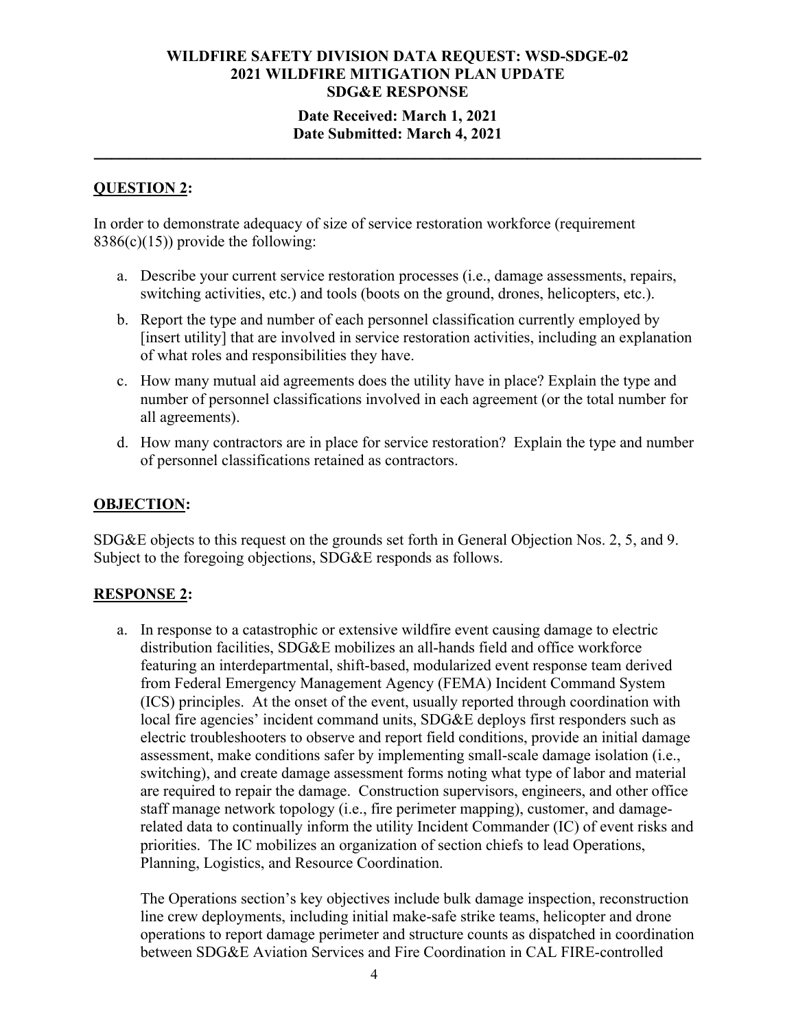**WILDFIRE SAFETY DIVISION DATA REQUEST: WSD-SDGE-02**
**2021 WILDFIRE MITIGATION PLAN UPDATE**
**SDG&E RESPONSE**

**Date Received: March 1, 2021**
**Date Submitted: March 4, 2021**

---

## QUESTION 2:

In order to demonstrate adequacy of size of service restoration workforce (requirement 8386(c)(15)) provide the following:

a. Describe your current service restoration processes (i.e., damage assessments, repairs, switching activities, etc.) and tools (boots on the ground, drones, helicopters, etc.).

b. Report the type and number of each personnel classification currently employed by [insert utility] that are involved in service restoration activities, including an explanation of what roles and responsibilities they have.

c. How many mutual aid agreements does the utility have in place? Explain the type and number of personnel classifications involved in each agreement (or the total number for all agreements).

d. How many contractors are in place for service restoration? Explain the type and number of personnel classifications retained as contractors.

## OBJECTION:

SDG&E objects to this request on the grounds set forth in General Objection Nos. 2, 5, and 9. Subject to the foregoing objections, SDG&E responds as follows.

## RESPONSE 2:

a. In response to a catastrophic or extensive wildfire event causing damage to electric distribution facilities, SDG&E mobilizes an all-hands field and office workforce featuring an interdepartmental, shift-based, modularized event response team derived from Federal Emergency Management Agency (FEMA) Incident Command System (ICS) principles. At the onset of the event, usually reported through coordination with local fire agencies' incident command units, SDG&E deploys first responders such as electric troubleshooters to observe and report field conditions, provide an initial damage assessment, make conditions safer by implementing small-scale damage isolation (i.e., switching), and create damage assessment forms noting what type of labor and material are required to repair the damage. Construction supervisors, engineers, and other office staff manage network topology (i.e., fire perimeter mapping), customer, and damage-related data to continually inform the utility Incident Commander (IC) of event risks and priorities. The IC mobilizes an organization of section chiefs to lead Operations, Planning, Logistics, and Resource Coordination.

   The Operations section's key objectives include bulk damage inspection, reconstruction line crew deployments, including initial make-safe strike teams, helicopter and drone operations to report damage perimeter and structure counts as dispatched in coordination between SDG&E Aviation Services and Fire Coordination in CAL FIRE-controlled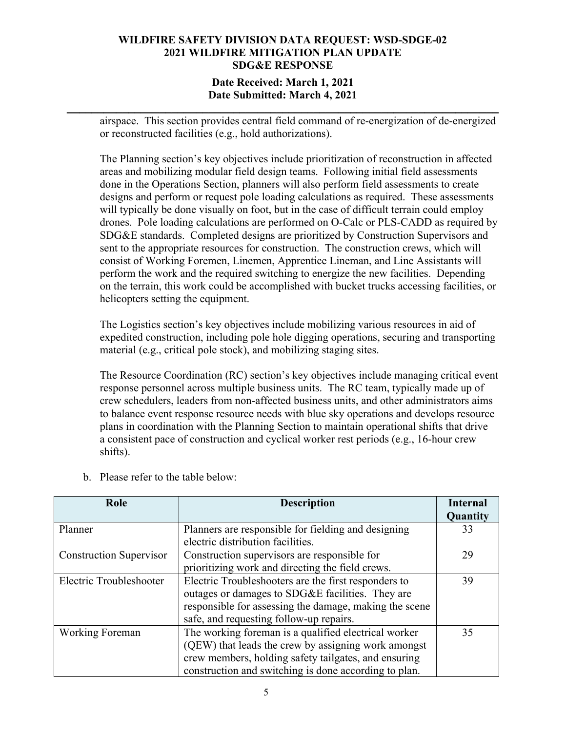airspace. This section provides central field command of re-energization of de-energized or reconstructed facilities (e.g., hold authorizations).

The Planning section's key objectives include prioritization of reconstruction in affected areas and mobilizing modular field design teams. Following initial field assessments done in the Operations Section, planners will also perform field assessments to create designs and perform or request pole loading calculations as required. These assessments will typically be done visually on foot, but in the case of difficult terrain could employ drones. Pole loading calculations are performed on O-Calc or PLS-CADD as required by SDG&E standards. Completed designs are prioritized by Construction Supervisors and sent to the appropriate resources for construction. The construction crews, which will consist of Working Foremen, Linemen, Apprentice Lineman, and Line Assistants will perform the work and the required switching to energize the new facilities. Depending on the terrain, this work could be accomplished with bucket trucks accessing facilities, or helicopters setting the equipment.

The Logistics section's key objectives include mobilizing various resources in aid of expedited construction, including pole hole digging operations, securing and transporting material (e.g., critical pole stock), and mobilizing staging sites.

The Resource Coordination (RC) section's key objectives include managing critical event response personnel across multiple business units. The RC team, typically made up of crew schedulers, leaders from non-affected business units, and other administrators aims to balance event response resource needs with blue sky operations and develops resource plans in coordination with the Planning Section to maintain operational shifts that drive a consistent pace of construction and cyclical worker rest periods (e.g., 16-hour crew shifts).

b. Please refer to the table below:

| Role | Description | Internal Quantity |
|---|---|---|
| Planner | Planners are responsible for fielding and designing electric distribution facilities. | 33 |
| Construction Supervisor | Construction supervisors are responsible for prioritizing work and directing the field crews. | 29 |
| Electric Troubleshooter | Electric Troubleshooters are the first responders to outages or damages to SDG&E facilities. They are responsible for assessing the damage, making the scene safe, and requesting follow-up repairs. | 39 |
| Working Foreman | The working foreman is a qualified electrical worker (QEW) that leads the crew by assigning work amongst crew members, holding safety tailgates, and ensuring construction and switching is done according to plan. | 35 |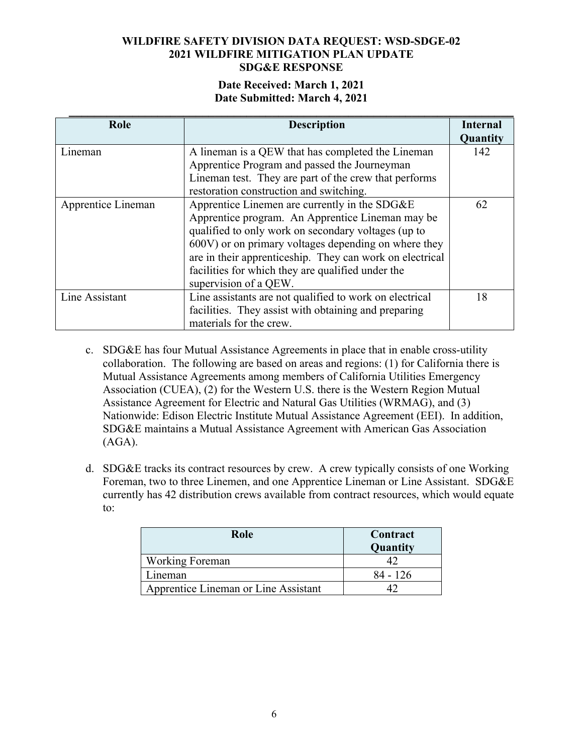| Role | Description | Internal Quantity |
|---|---|---|
| Lineman | A lineman is a QEW that has completed the Lineman Apprentice Program and passed the Journeyman Lineman test. They are part of the crew that performs restoration construction and switching. | 142 |
| Apprentice Lineman | Apprentice Linemen are currently in the SDG&E Apprentice program. An Apprentice Lineman may be qualified to only work on secondary voltages (up to 600V) or on primary voltages depending on where they are in their apprenticeship. They can work on electrical facilities for which they are qualified under the supervision of a QEW. | 62 |
| Line Assistant | Line assistants are not qualified to work on electrical facilities. They assist with obtaining and preparing materials for the crew. | 18 |

c. SDG&E has four Mutual Assistance Agreements in place that in enable cross-utility collaboration. The following are based on areas and regions: (1) for California there is Mutual Assistance Agreements among members of California Utilities Emergency Association (CUEA), (2) for the Western U.S. there is the Western Region Mutual Assistance Agreement for Electric and Natural Gas Utilities (WRMAG), and (3) Nationwide: Edison Electric Institute Mutual Assistance Agreement (EEI). In addition, SDG&E maintains a Mutual Assistance Agreement with American Gas Association (AGA).

d. SDG&E tracks its contract resources by crew. A crew typically consists of one Working Foreman, two to three Linemen, and one Apprentice Lineman or Line Assistant. SDG&E currently has 42 distribution crews available from contract resources, which would equate to:

| Role | Contract Quantity |
|---|---|
| Working Foreman | 42 |
| Lineman | 84 - 126 |
| Apprentice Lineman or Line Assistant | 42 |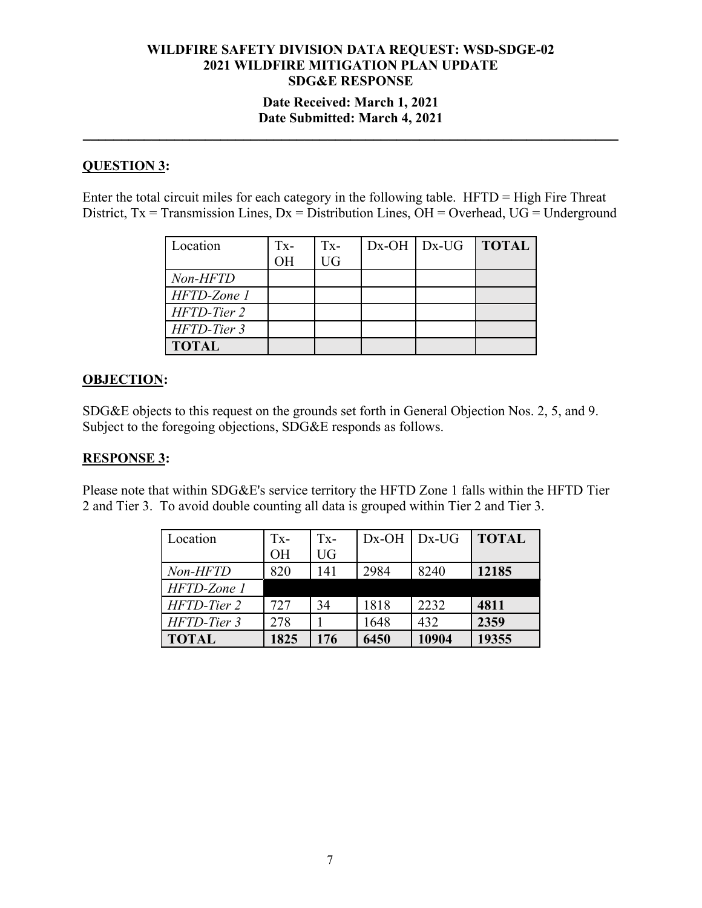**WILDFIRE SAFETY DIVISION DATA REQUEST: WSD-SDGE-02**
**2021 WILDFIRE MITIGATION PLAN UPDATE**
**SDG&E RESPONSE**

**Date Received: March 1, 2021**
**Date Submitted: March 4, 2021**

---

## QUESTION 3:

Enter the total circuit miles for each category in the following table. HFTD = High Fire Threat District, Tx = Transmission Lines, Dx = Distribution Lines, OH = Overhead, UG = Underground

| Location | Tx-OH | Tx-UG | Dx-OH | Dx-UG | **TOTAL** |
|---|---|---|---|---|---|
| *Non-HFTD* | | | | | |
| *HFTD-Zone 1* | | | | | |
| *HFTD-Tier 2* | | | | | |
| *HFTD-Tier 3* | | | | | |
| **TOTAL** | | | | | |

## OBJECTION:

SDG&E objects to this request on the grounds set forth in General Objection Nos. 2, 5, and 9. Subject to the foregoing objections, SDG&E responds as follows.

## RESPONSE 3:

Please note that within SDG&E's service territory the HFTD Zone 1 falls within the HFTD Tier 2 and Tier 3. To avoid double counting all data is grouped within Tier 2 and Tier 3.

| Location | Tx-OH | Tx-UG | Dx-OH | Dx-UG | **TOTAL** |
|---|---|---|---|---|---|
| *Non-HFTD* | 820 | 141 | 2984 | 8240 | **12185** |
| *HFTD-Zone 1* | | | | | |
| *HFTD-Tier 2* | 727 | 34 | 1818 | 2232 | **4811** |
| *HFTD-Tier 3* | 278 | 1 | 1648 | 432 | **2359** |
| **TOTAL** | **1825** | **176** | **6450** | **10904** | **19355** |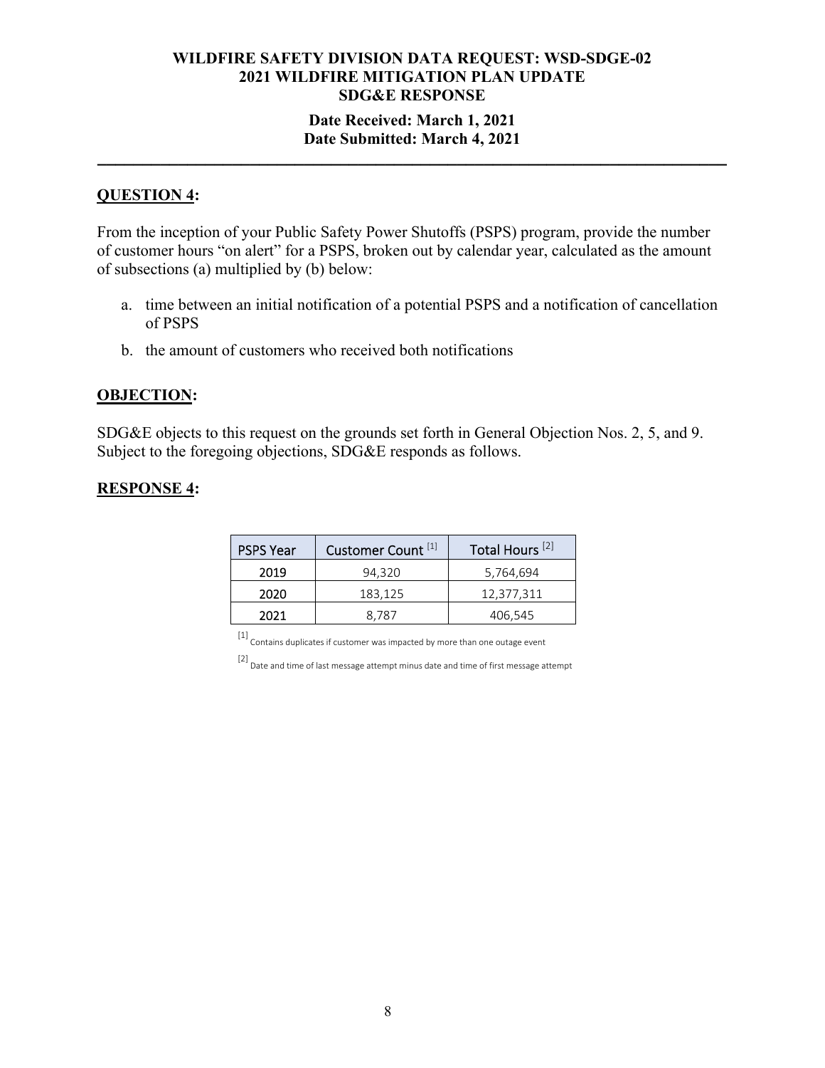**WILDFIRE SAFETY DIVISION DATA REQUEST: WSD-SDGE-02**
**2021 WILDFIRE MITIGATION PLAN UPDATE**
**SDG&E RESPONSE**

**Date Received: March 1, 2021**
**Date Submitted: March 4, 2021**

---

## QUESTION 4:

From the inception of your Public Safety Power Shutoffs (PSPS) program, provide the number of customer hours "on alert" for a PSPS, broken out by calendar year, calculated as the amount of subsections (a) multiplied by (b) below:

a. time between an initial notification of a potential PSPS and a notification of cancellation of PSPS

b. the amount of customers who received both notifications

## OBJECTION:

SDG&E objects to this request on the grounds set forth in General Objection Nos. 2, 5, and 9. Subject to the foregoing objections, SDG&E responds as follows.

## RESPONSE 4:

| PSPS Year | Customer Count [1] | Total Hours [2] |
|---|---|---|
| 2019 | 94,320 | 5,764,694 |
| 2020 | 183,125 | 12,377,311 |
| 2021 | 8,787 | 406,545 |

[1] Contains duplicates if customer was impacted by more than one outage event

[2] Date and time of last message attempt minus date and time of first message attempt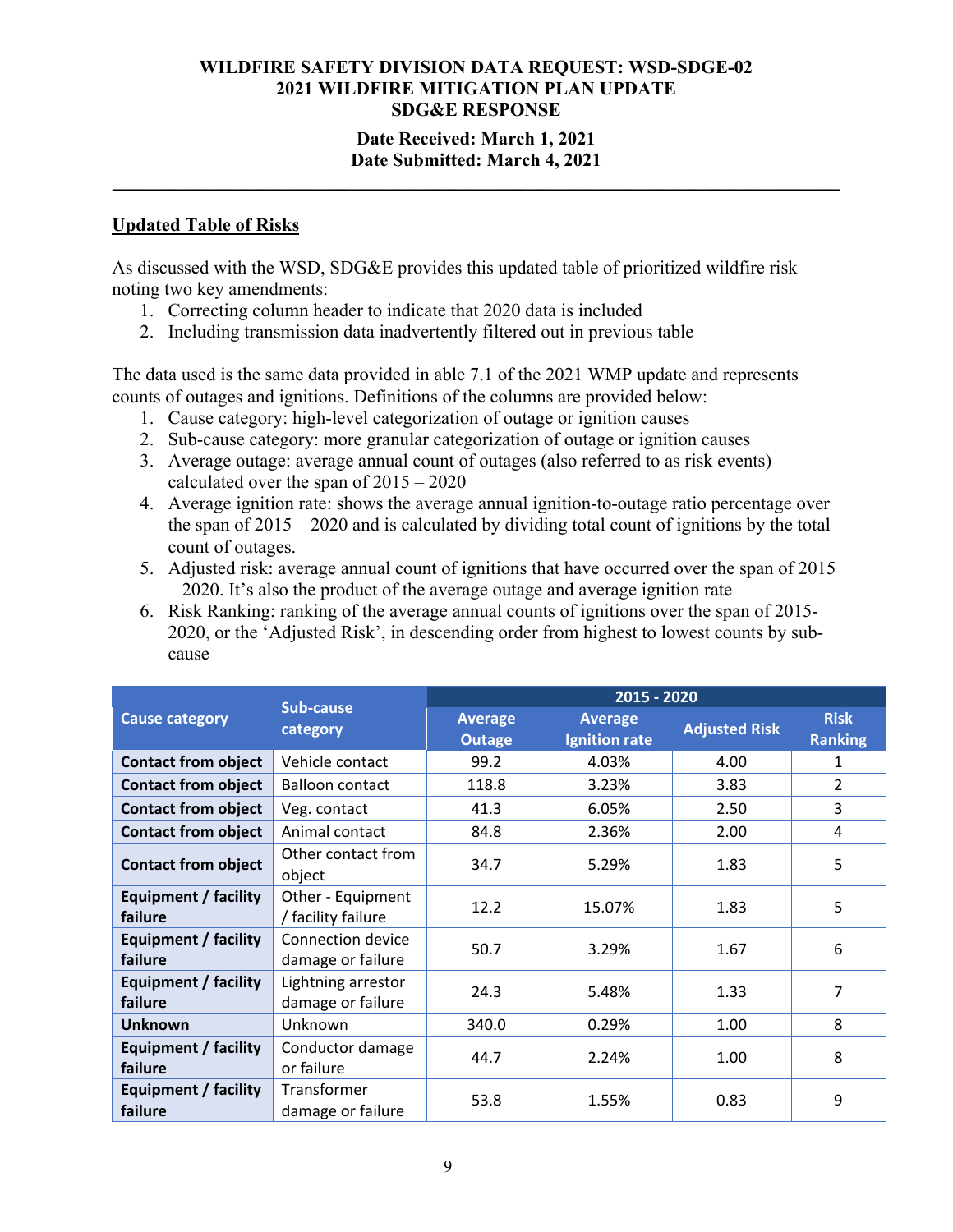**WILDFIRE SAFETY DIVISION DATA REQUEST: WSD-SDGE-02**
**2021 WILDFIRE MITIGATION PLAN UPDATE**
**SDG&E RESPONSE**

**Date Received: March 1, 2021**
**Date Submitted: March 4, 2021**

---

## Updated Table of Risks

As discussed with the WSD, SDG&E provides this updated table of prioritized wildfire risk noting two key amendments:

1. Correcting column header to indicate that 2020 data is included
2. Including transmission data inadvertently filtered out in previous table

The data used is the same data provided in able 7.1 of the 2021 WMP update and represents counts of outages and ignitions. Definitions of the columns are provided below:

1. Cause category: high-level categorization of outage or ignition causes
2. Sub-cause category: more granular categorization of outage or ignition causes
3. Average outage: average annual count of outages (also referred to as risk events) calculated over the span of 2015 – 2020
4. Average ignition rate: shows the average annual ignition-to-outage ratio percentage over the span of 2015 – 2020 and is calculated by dividing total count of ignitions by the total count of outages.
5. Adjusted risk: average annual count of ignitions that have occurred over the span of 2015 – 2020. It's also the product of the average outage and average ignition rate
6. Risk Ranking: ranking of the average annual counts of ignitions over the span of 2015-2020, or the 'Adjusted Risk', in descending order from highest to lowest counts by sub-cause

| Cause category | Sub-cause category | 2015 - 2020 | | | |
|---|---|---|---|---|---|
| | | Average Outage | Average Ignition rate | Adjusted Risk | Risk Ranking |
| **Contact from object** | Vehicle contact | 99.2 | 4.03% | 4.00 | 1 |
| **Contact from object** | Balloon contact | 118.8 | 3.23% | 3.83 | 2 |
| **Contact from object** | Veg. contact | 41.3 | 6.05% | 2.50 | 3 |
| **Contact from object** | Animal contact | 84.8 | 2.36% | 2.00 | 4 |
| **Contact from object** | Other contact from object | 34.7 | 5.29% | 1.83 | 5 |
| **Equipment / facility failure** | Other - Equipment / facility failure | 12.2 | 15.07% | 1.83 | 5 |
| **Equipment / facility failure** | Connection device damage or failure | 50.7 | 3.29% | 1.67 | 6 |
| **Equipment / facility failure** | Lightning arrestor damage or failure | 24.3 | 5.48% | 1.33 | 7 |
| **Unknown** | Unknown | 340.0 | 0.29% | 1.00 | 8 |
| **Equipment / facility failure** | Conductor damage or failure | 44.7 | 2.24% | 1.00 | 8 |
| **Equipment / facility failure** | Transformer damage or failure | 53.8 | 1.55% | 0.83 | 9 |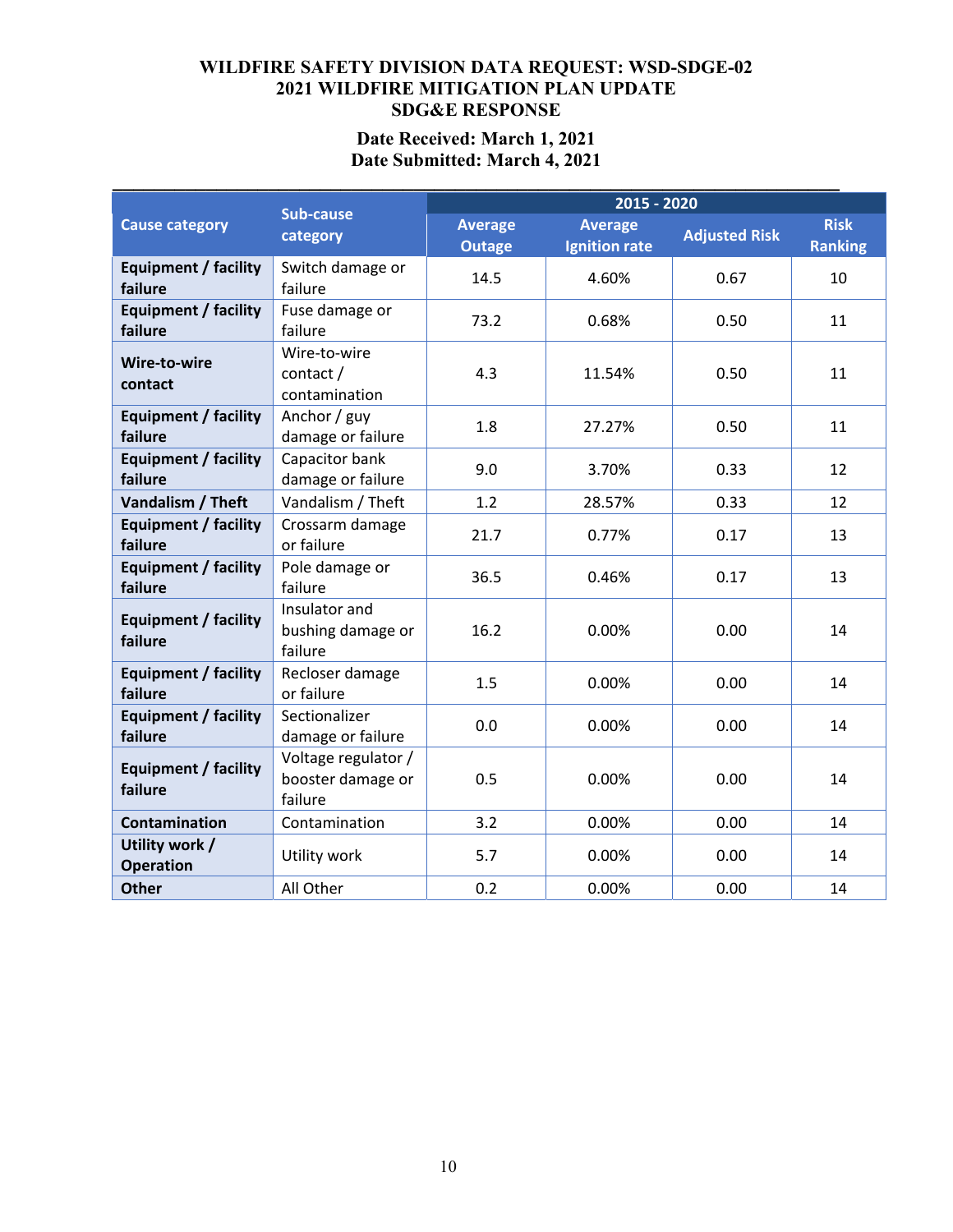**WILDFIRE SAFETY DIVISION DATA REQUEST: WSD-SDGE-02**
**2021 WILDFIRE MITIGATION PLAN UPDATE**
**SDG&E RESPONSE**

**Date Received: March 1, 2021**
**Date Submitted: March 4, 2021**

| Cause category | Sub-cause category | 2015 - 2020 | | | |
|---|---|---|---|---|---|
| | | Average Outage | Average Ignition rate | Adjusted Risk | Risk Ranking |
| **Equipment / facility failure** | Switch damage or failure | 14.5 | 4.60% | 0.67 | 10 |
| **Equipment / facility failure** | Fuse damage or failure | 73.2 | 0.68% | 0.50 | 11 |
| **Wire-to-wire contact** | Wire-to-wire contact / contamination | 4.3 | 11.54% | 0.50 | 11 |
| **Equipment / facility failure** | Anchor / guy damage or failure | 1.8 | 27.27% | 0.50 | 11 |
| **Equipment / facility failure** | Capacitor bank damage or failure | 9.0 | 3.70% | 0.33 | 12 |
| **Vandalism / Theft** | Vandalism / Theft | 1.2 | 28.57% | 0.33 | 12 |
| **Equipment / facility failure** | Crossarm damage or failure | 21.7 | 0.77% | 0.17 | 13 |
| **Equipment / facility failure** | Pole damage or failure | 36.5 | 0.46% | 0.17 | 13 |
| **Equipment / facility failure** | Insulator and bushing damage or failure | 16.2 | 0.00% | 0.00 | 14 |
| **Equipment / facility failure** | Recloser damage or failure | 1.5 | 0.00% | 0.00 | 14 |
| **Equipment / facility failure** | Sectionalizer damage or failure | 0.0 | 0.00% | 0.00 | 14 |
| **Equipment / facility failure** | Voltage regulator / booster damage or failure | 0.5 | 0.00% | 0.00 | 14 |
| **Contamination** | Contamination | 3.2 | 0.00% | 0.00 | 14 |
| **Utility work / Operation** | Utility work | 5.7 | 0.00% | 0.00 | 14 |
| **Other** | All Other | 0.2 | 0.00% | 0.00 | 14 |